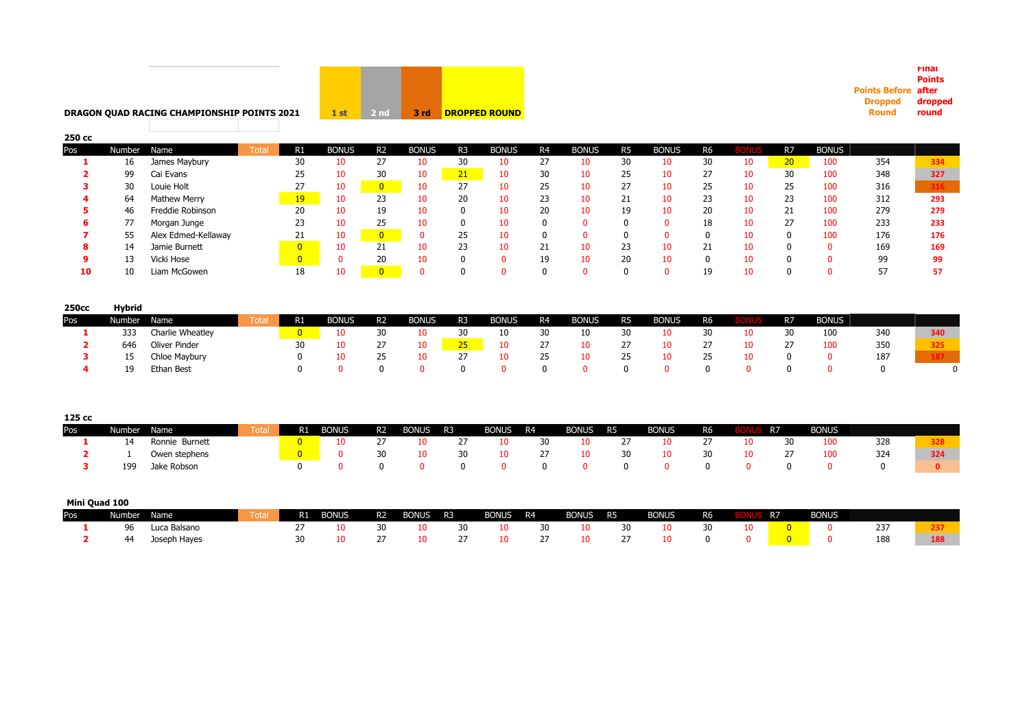**DRAGON QUAD RACING CHAMPIONSHIP POINTS 2021**

1 st | 2 nd | 3 rd | DROPPED ROUND

### 250 cc

| Pos | Number | Name | Total | R1 | BONUS | R2 | BONUS | R3 | BONUS | R4 | BONUS | R5 | BONUS | R6 | BONUS | R7 | BONUS | Points Before Dropped Round | Final Points after dropped round |
|---|---|---|---|---|---|---|---|---|---|---|---|---|---|---|---|---|---|---|---|
| 1 | 16 | James Maybury | | 30 | 10 | 27 | 10 | 30 | 10 | 27 | 10 | 30 | 10 | 30 | 10 | 20 | 100 | 354 | 334 |
| 2 | 99 | Cai Evans | | 25 | 10 | 30 | 10 | 21 | 10 | 30 | 10 | 25 | 10 | 27 | 10 | 30 | 100 | 348 | 327 |
| 3 | 30 | Louie Holt | | 27 | 10 | 0 | 10 | 27 | 10 | 25 | 10 | 27 | 10 | 25 | 10 | 25 | 100 | 316 | 316 |
| 4 | 64 | Mathew Merry | | 19 | 10 | 23 | 10 | 20 | 10 | 23 | 10 | 21 | 10 | 23 | 10 | 23 | 100 | 312 | 293 |
| 5 | 46 | Freddie Robinson | | 20 | 10 | 19 | 10 | 0 | 10 | 20 | 10 | 19 | 10 | 20 | 10 | 21 | 100 | 279 | 279 |
| 6 | 77 | Morgan Junge | | 23 | 10 | 25 | 10 | 0 | 10 | 0 | 0 | 0 | 0 | 18 | 10 | 27 | 100 | 233 | 233 |
| 7 | 55 | Alex Edmed-Kellaway | | 21 | 10 | 0 | 0 | 25 | 10 | 0 | 0 | 0 | 0 | 0 | 10 | 0 | 100 | 176 | 176 |
| 8 | 14 | Jamie Burnett | | 0 | 10 | 21 | 10 | 23 | 10 | 21 | 10 | 23 | 10 | 21 | 10 | 0 | 0 | 169 | 169 |
| 9 | 13 | Vicki Hose | | 0 | 0 | 20 | 10 | 0 | 0 | 19 | 10 | 20 | 10 | 0 | 10 | 0 | 0 | 99 | 99 |
| 10 | 10 | Liam McGowen | | 18 | 10 | 0 | 0 | 0 | 0 | 0 | 0 | 0 | 0 | 19 | 10 | 0 | 0 | 57 | 57 |

### 250cc Hybrid

| Pos | Number | Name | Total | R1 | BONUS | R2 | BONUS | R3 | BONUS | R4 | BONUS | R5 | BONUS | R6 | BONUS | R7 | BONUS | Points Before Dropped Round | Final Points after dropped round |
|---|---|---|---|---|---|---|---|---|---|---|---|---|---|---|---|---|---|---|---|
| 1 | 333 | Charlie Wheatley | | 0 | 10 | 30 | 10 | 30 | 10 | 30 | 10 | 30 | 10 | 30 | 10 | 30 | 100 | 340 | 340 |
| 2 | 646 | Oliver Pinder | | 30 | 10 | 27 | 10 | 25 | 10 | 27 | 10 | 27 | 10 | 27 | 10 | 27 | 100 | 350 | 325 |
| 3 | 15 | Chloe Maybury | | 0 | 10 | 25 | 10 | 27 | 10 | 25 | 10 | 25 | 10 | 25 | 10 | 0 | 0 | 187 | 187 |
| 4 | 19 | Ethan Best | | 0 | 0 | 0 | 0 | 0 | 0 | 0 | 0 | 0 | 0 | 0 | 0 | 0 | 0 | 0 | 0 |

### 125 cc

| Pos | Number | Name | Total | R1 | BONUS | R2 | BONUS | R3 | BONUS | R4 | BONUS | R5 | BONUS | R6 | BONUS | R7 | BONUS | Points Before Dropped Round | Final Points after dropped round |
|---|---|---|---|---|---|---|---|---|---|---|---|---|---|---|---|---|---|---|---|
| 1 | 14 | Ronnie Burnett | | 0 | 10 | 27 | 10 | 27 | 10 | 30 | 10 | 27 | 10 | 27 | 10 | 30 | 100 | 328 | 328 |
| 2 | 1 | Owen stephens | | 0 | 0 | 30 | 10 | 30 | 10 | 27 | 10 | 30 | 10 | 30 | 10 | 27 | 100 | 324 | 324 |
| 3 | 199 | Jake Robson | | 0 | 0 | 0 | 0 | 0 | 0 | 0 | 0 | 0 | 0 | 0 | 0 | 0 | 0 | 0 | 0 |

### Mini Quad 100

| Pos | Number | Name | Total | R1 | BONUS | R2 | BONUS | R3 | BONUS | R4 | BONUS | R5 | BONUS | R6 | BONUS | R7 | BONUS | Points Before Dropped Round | Final Points after dropped round |
|---|---|---|---|---|---|---|---|---|---|---|---|---|---|---|---|---|---|---|---|
| 1 | 96 | Luca Balsano | | 27 | 10 | 30 | 10 | 30 | 10 | 30 | 10 | 30 | 10 | 30 | 10 | 0 | 0 | 237 | 237 |
| 2 | 44 | Joseph Hayes | | 30 | 10 | 27 | 10 | 27 | 10 | 27 | 10 | 27 | 10 | 0 | 0 | 0 | 0 | 188 | 188 |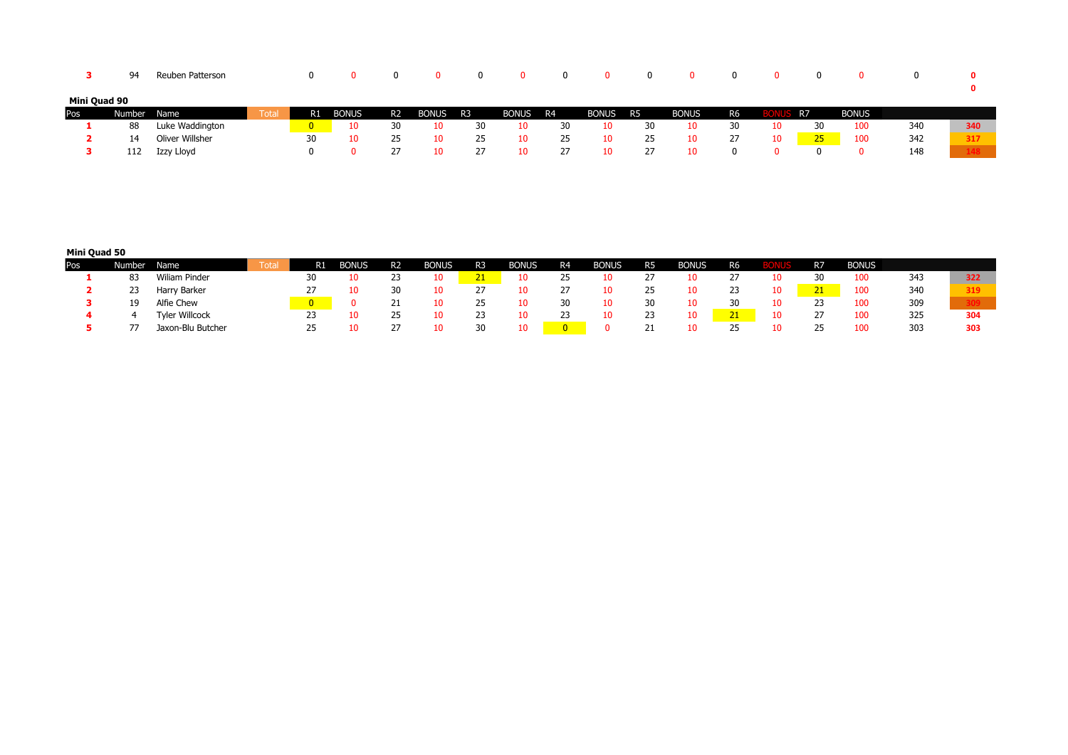| Pos | Number | Name | Total | R1 | BONUS | R2 | BONUS | R3 | BONUS | R4 | BONUS | R5 | BONUS | R6 | BONUS | R7 | BONUS | | |
|---|---|---|---|---|---|---|---|---|---|---|---|---|---|---|---|---|---|---|---|
| **3** | 94 | Reuben Patterson | | 0 | 0 | 0 | 0 | 0 | 0 | 0 | 0 | 0 | 0 | 0 | 0 | 0 | 0 | 0 | **0** |
| | | | | | | | | | | | | | | | | | | | **0** |

**Mini Quad 90**

| Pos | Number | Name | Total | R1 | BONUS | R2 | BONUS | R3 | BONUS | R4 | BONUS | R5 | BONUS | R6 | BONUS | R7 | BONUS | | |
|---|---|---|---|---|---|---|---|---|---|---|---|---|---|---|---|---|---|---|---|
| **1** | 88 | Luke Waddington | | 0 | 10 | 30 | 10 | 30 | 10 | 30 | 10 | 30 | 10 | 30 | 10 | 30 | 100 | 340 | **340** |
| **2** | 14 | Oliver Willsher | | 30 | 10 | 25 | 10 | 25 | 10 | 25 | 10 | 25 | 10 | 27 | 10 | 25 | 100 | 342 | **317** |
| **3** | 112 | Izzy Lloyd | | 0 | 0 | 27 | 10 | 27 | 10 | 27 | 10 | 27 | 10 | 0 | 0 | 0 | 0 | 148 | **148** |

**Mini Quad 50**

| Pos | Number | Name | Total | R1 | BONUS | R2 | BONUS | R3 | BONUS | R4 | BONUS | R5 | BONUS | R6 | BONUS | R7 | BONUS | | |
|---|---|---|---|---|---|---|---|---|---|---|---|---|---|---|---|---|---|---|---|
| **1** | 83 | Wiliam Pinder | | 30 | 10 | 23 | 10 | 21 | 10 | 25 | 10 | 27 | 10 | 27 | 10 | 30 | 100 | 343 | **322** |
| **2** | 23 | Harry Barker | | 27 | 10 | 30 | 10 | 27 | 10 | 27 | 10 | 25 | 10 | 23 | 10 | 21 | 100 | 340 | **319** |
| **3** | 19 | Alfie Chew | | 0 | 0 | 21 | 10 | 25 | 10 | 30 | 10 | 30 | 10 | 30 | 10 | 23 | 100 | 309 | **309** |
| **4** | 4 | Tyler Willcock | | 23 | 10 | 25 | 10 | 23 | 10 | 23 | 10 | 23 | 10 | 21 | 10 | 27 | 100 | 325 | **304** |
| **5** | 77 | Jaxon-Blu Butcher | | 25 | 10 | 27 | 10 | 30 | 10 | 0 | 0 | 21 | 10 | 25 | 10 | 25 | 100 | 303 | **303** |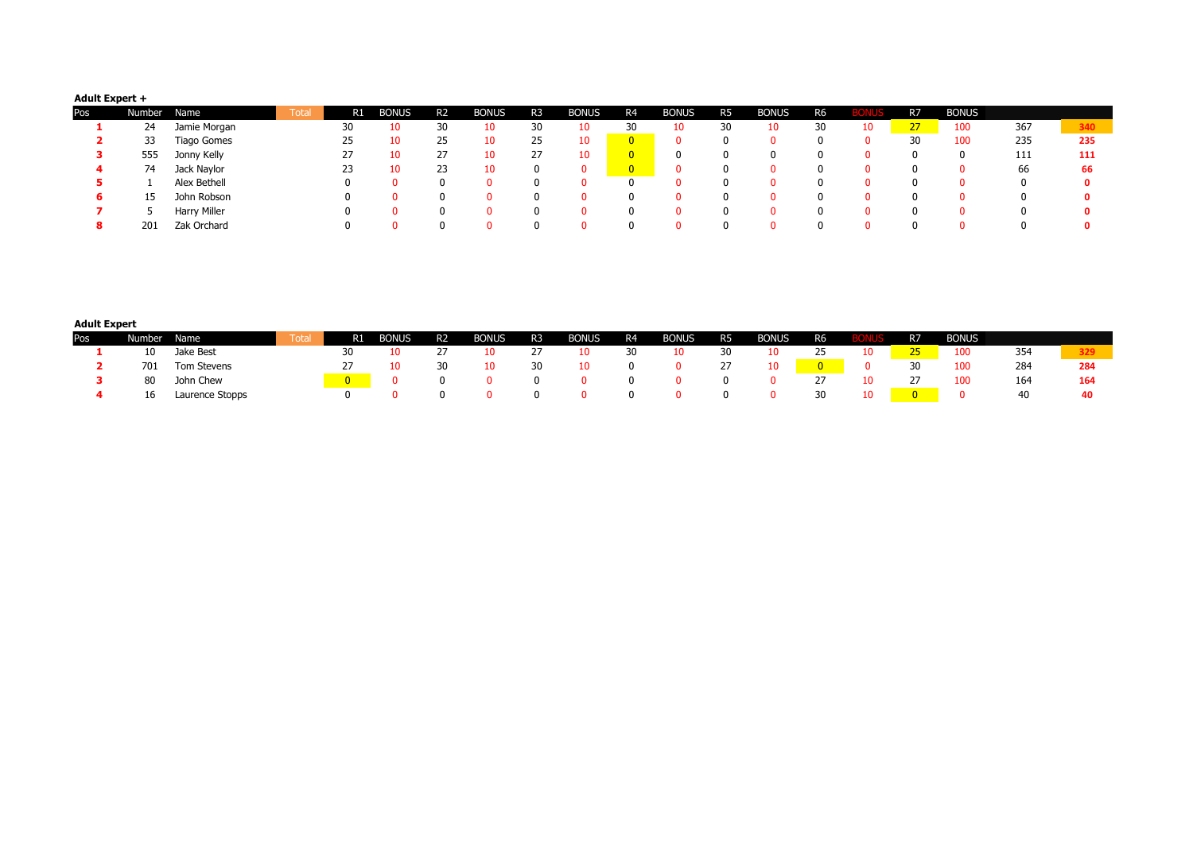**Adult Expert +**

| Pos | Number | Name | Total | R1 | BONUS | R2 | BONUS | R3 | BONUS | R4 | BONUS | R5 | BONUS | R6 | BONUS | R7 | BONUS | | |
|---|---|---|---|---|---|---|---|---|---|---|---|---|---|---|---|---|---|---|---|
| 1 | 24 | Jamie Morgan | | 30 | 10 | 30 | 10 | 30 | 10 | 30 | 10 | 30 | 10 | 30 | 10 | 27 | 100 | 367 | 340 |
| 2 | 33 | Tiago Gomes | | 25 | 10 | 25 | 10 | 25 | 10 | 0 | 0 | 0 | 0 | 0 | 0 | 30 | 100 | 235 | 235 |
| 3 | 555 | Jonny Kelly | | 27 | 10 | 27 | 10 | 27 | 10 | 0 | 0 | 0 | 0 | 0 | 0 | 0 | 0 | 111 | 111 |
| 4 | 74 | Jack Naylor | | 23 | 10 | 23 | 10 | 0 | 0 | 0 | 0 | 0 | 0 | 0 | 0 | 0 | 0 | 66 | 66 |
| 5 | 1 | Alex Bethell | | 0 | 0 | 0 | 0 | 0 | 0 | 0 | 0 | 0 | 0 | 0 | 0 | 0 | 0 | 0 | 0 |
| 6 | 15 | John Robson | | 0 | 0 | 0 | 0 | 0 | 0 | 0 | 0 | 0 | 0 | 0 | 0 | 0 | 0 | 0 | 0 |
| 7 | 5 | Harry Miller | | 0 | 0 | 0 | 0 | 0 | 0 | 0 | 0 | 0 | 0 | 0 | 0 | 0 | 0 | 0 | 0 |
| 8 | 201 | Zak Orchard | | 0 | 0 | 0 | 0 | 0 | 0 | 0 | 0 | 0 | 0 | 0 | 0 | 0 | 0 | 0 | 0 |

**Adult Expert**

| Pos | Number | Name | Total | R1 | BONUS | R2 | BONUS | R3 | BONUS | R4 | BONUS | R5 | BONUS | R6 | BONUS | R7 | BONUS | | |
|---|---|---|---|---|---|---|---|---|---|---|---|---|---|---|---|---|---|---|---|
| 1 | 10 | Jake Best | | 30 | 10 | 27 | 10 | 27 | 10 | 30 | 10 | 30 | 10 | 25 | 10 | 25 | 100 | 354 | 329 |
| 2 | 701 | Tom Stevens | | 27 | 10 | 30 | 10 | 30 | 10 | 0 | 0 | 27 | 10 | 0 | 0 | 30 | 100 | 284 | 284 |
| 3 | 80 | John Chew | | 0 | 0 | 0 | 0 | 0 | 0 | 0 | 0 | 0 | 0 | 27 | 10 | 27 | 100 | 164 | 164 |
| 4 | 16 | Laurence Stopps | | 0 | 0 | 0 | 0 | 0 | 0 | 0 | 0 | 0 | 0 | 30 | 10 | 0 | 0 | 40 | 40 |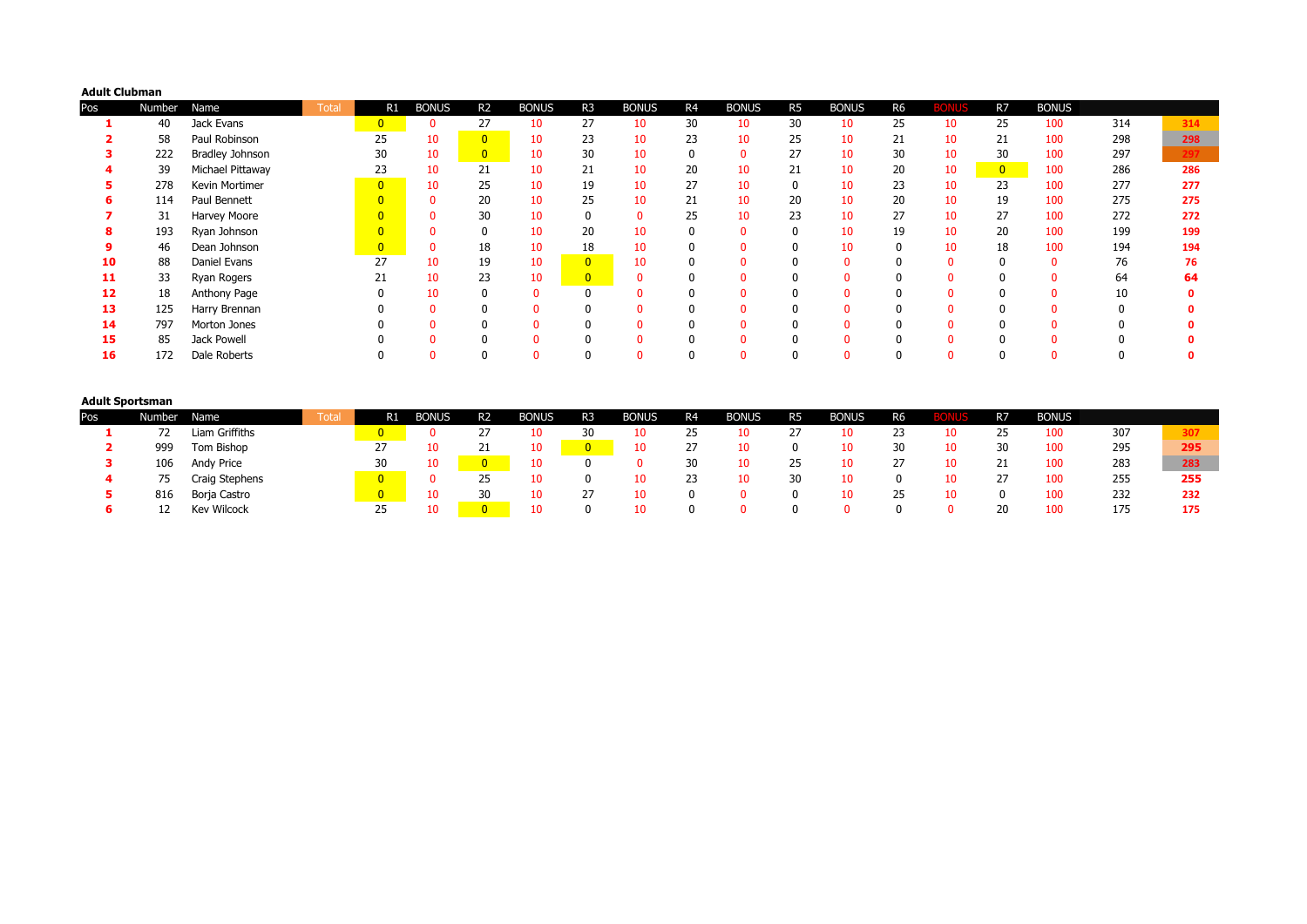**Adult Clubman**

| Pos | Number | Name | Total | R1 | BONUS | R2 | BONUS | R3 | BONUS | R4 | BONUS | R5 | BONUS | R6 | BONUS | R7 | BONUS | | |
|---|---|---|---|---|---|---|---|---|---|---|---|---|---|---|---|---|---|---|---|
| 1 | 40 | Jack Evans | | 0 | 0 | 27 | 10 | 27 | 10 | 30 | 10 | 30 | 10 | 25 | 10 | 25 | 100 | 314 | 314 |
| 2 | 58 | Paul Robinson | | 25 | 10 | 0 | 10 | 23 | 10 | 23 | 10 | 25 | 10 | 21 | 10 | 21 | 100 | 298 | 298 |
| 3 | 222 | Bradley Johnson | | 30 | 10 | 0 | 10 | 30 | 10 | 0 | 0 | 27 | 10 | 30 | 10 | 30 | 100 | 297 | 297 |
| 4 | 39 | Michael Pittaway | | 23 | 10 | 21 | 10 | 21 | 10 | 20 | 10 | 21 | 10 | 20 | 10 | 0 | 100 | 286 | 286 |
| 5 | 278 | Kevin Mortimer | | 0 | 10 | 25 | 10 | 19 | 10 | 27 | 10 | 0 | 10 | 23 | 10 | 23 | 100 | 277 | 277 |
| 6 | 114 | Paul Bennett | | 0 | 0 | 20 | 10 | 25 | 10 | 21 | 10 | 20 | 10 | 20 | 10 | 19 | 100 | 275 | 275 |
| 7 | 31 | Harvey Moore | | 0 | 0 | 30 | 10 | 0 | 0 | 25 | 10 | 23 | 10 | 27 | 10 | 27 | 100 | 272 | 272 |
| 8 | 193 | Ryan Johnson | | 0 | 0 | 0 | 10 | 20 | 10 | 0 | 0 | 0 | 10 | 19 | 10 | 20 | 100 | 199 | 199 |
| 9 | 46 | Dean Johnson | | 0 | 0 | 18 | 10 | 18 | 10 | 0 | 0 | 0 | 10 | 0 | 10 | 18 | 100 | 194 | 194 |
| 10 | 88 | Daniel Evans | | 27 | 10 | 19 | 10 | 0 | 10 | 0 | 0 | 0 | 0 | 0 | 0 | 0 | 0 | 76 | 76 |
| 11 | 33 | Ryan Rogers | | 21 | 10 | 23 | 10 | 0 | 0 | 0 | 0 | 0 | 0 | 0 | 0 | 0 | 0 | 64 | 64 |
| 12 | 18 | Anthony Page | | 0 | 10 | 0 | 0 | 0 | 0 | 0 | 0 | 0 | 0 | 0 | 0 | 0 | 0 | 10 | 0 |
| 13 | 125 | Harry Brennan | | 0 | 0 | 0 | 0 | 0 | 0 | 0 | 0 | 0 | 0 | 0 | 0 | 0 | 0 | 0 | 0 |
| 14 | 797 | Morton Jones | | 0 | 0 | 0 | 0 | 0 | 0 | 0 | 0 | 0 | 0 | 0 | 0 | 0 | 0 | 0 | 0 |
| 15 | 85 | Jack Powell | | 0 | 0 | 0 | 0 | 0 | 0 | 0 | 0 | 0 | 0 | 0 | 0 | 0 | 0 | 0 | 0 |
| 16 | 172 | Dale Roberts | | 0 | 0 | 0 | 0 | 0 | 0 | 0 | 0 | 0 | 0 | 0 | 0 | 0 | 0 | 0 | 0 |

**Adult Sportsman**

| Pos | Number | Name | Total | R1 | BONUS | R2 | BONUS | R3 | BONUS | R4 | BONUS | R5 | BONUS | R6 | BONUS | R7 | BONUS | | |
|---|---|---|---|---|---|---|---|---|---|---|---|---|---|---|---|---|---|---|---|
| 1 | 72 | Liam Griffiths | | 0 | 0 | 27 | 10 | 30 | 10 | 25 | 10 | 27 | 10 | 23 | 10 | 25 | 100 | 307 | 307 |
| 2 | 999 | Tom Bishop | | 27 | 10 | 21 | 10 | 0 | 10 | 27 | 10 | 0 | 10 | 30 | 10 | 30 | 100 | 295 | 295 |
| 3 | 106 | Andy Price | | 30 | 10 | 0 | 10 | 0 | 0 | 30 | 10 | 25 | 10 | 27 | 10 | 21 | 100 | 283 | 283 |
| 4 | 75 | Craig Stephens | | 0 | 0 | 25 | 10 | 0 | 10 | 23 | 10 | 30 | 10 | 0 | 10 | 27 | 100 | 255 | 255 |
| 5 | 816 | Borja Castro | | 0 | 10 | 30 | 10 | 27 | 10 | 0 | 0 | 0 | 10 | 25 | 10 | 0 | 100 | 232 | 232 |
| 6 | 12 | Kev Wilcock | | 25 | 10 | 0 | 10 | 0 | 10 | 0 | 0 | 0 | 0 | 0 | 0 | 20 | 100 | 175 | 175 |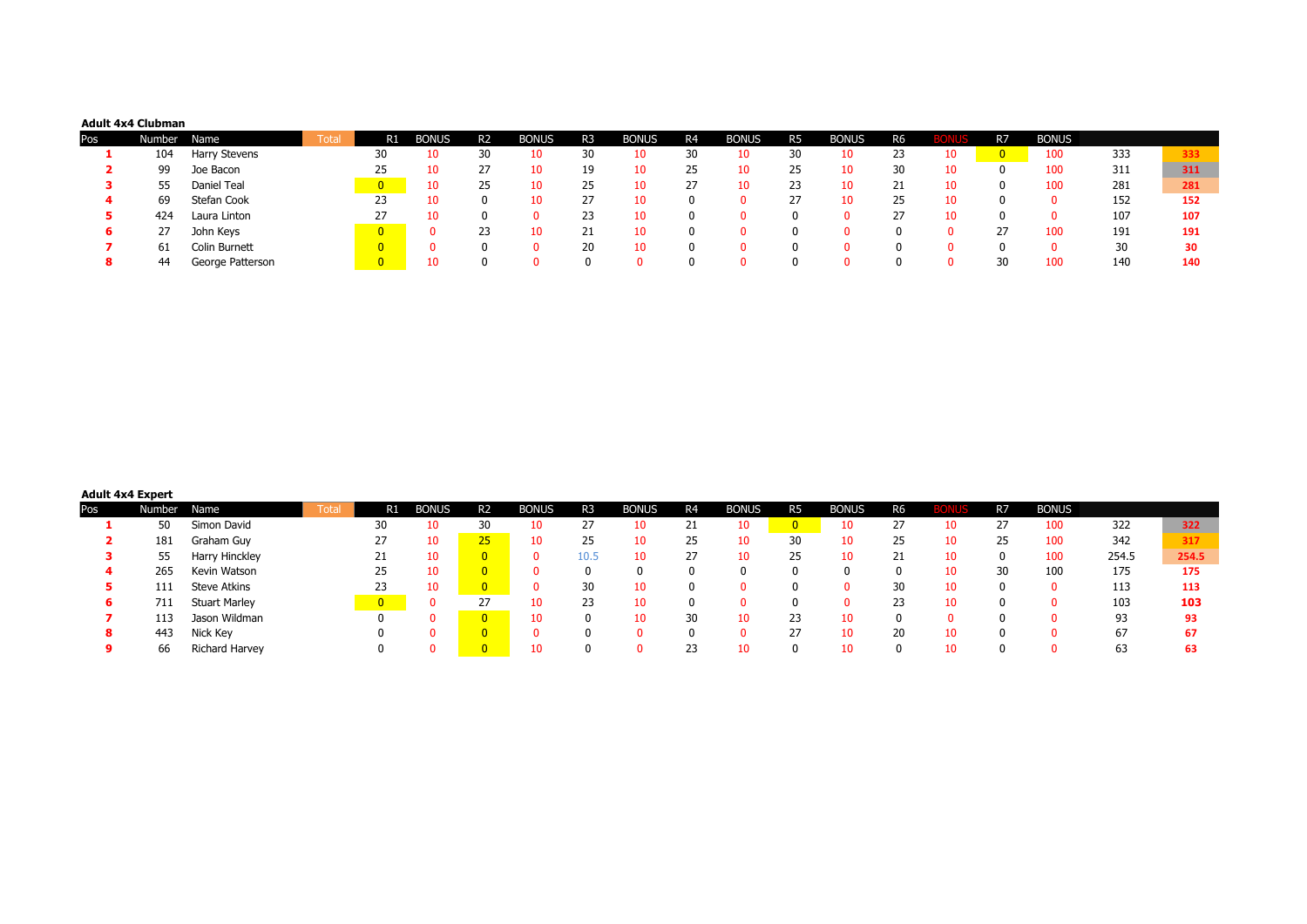**Adult 4x4 Clubman**

| Pos | Number | Name | Total | R1 | BONUS | R2 | BONUS | R3 | BONUS | R4 | BONUS | R5 | BONUS | R6 | BONUS | R7 | BONUS | | |
|---|---|---|---|---|---|---|---|---|---|---|---|---|---|---|---|---|---|---|---|
| 1 | 104 | Harry Stevens | | 30 | 10 | 30 | 10 | 30 | 10 | 30 | 10 | 30 | 10 | 23 | 10 | 0 | 100 | 333 | 333 |
| 2 | 99 | Joe Bacon | | 25 | 10 | 27 | 10 | 19 | 10 | 25 | 10 | 25 | 10 | 30 | 10 | 0 | 100 | 311 | 311 |
| 3 | 55 | Daniel Teal | | 0 | 10 | 25 | 10 | 25 | 10 | 27 | 10 | 23 | 10 | 21 | 10 | 0 | 100 | 281 | 281 |
| 4 | 69 | Stefan Cook | | 23 | 10 | 0 | 10 | 27 | 10 | 0 | 0 | 27 | 10 | 25 | 10 | 0 | 0 | 152 | 152 |
| 5 | 424 | Laura Linton | | 27 | 10 | 0 | 0 | 23 | 10 | 0 | 0 | 0 | 0 | 27 | 10 | 0 | 0 | 107 | 107 |
| 6 | 27 | John Keys | | 0 | 0 | 23 | 10 | 21 | 10 | 0 | 0 | 0 | 0 | 0 | 0 | 27 | 100 | 191 | 191 |
| 7 | 61 | Colin Burnett | | 0 | 0 | 0 | 0 | 20 | 10 | 0 | 0 | 0 | 0 | 0 | 0 | 0 | 0 | 30 | 30 |
| 8 | 44 | George Patterson | | 0 | 10 | 0 | 0 | 0 | 0 | 0 | 0 | 0 | 0 | 0 | 0 | 30 | 100 | 140 | 140 |

**Adult 4x4 Expert**

| Pos | Number | Name | Total | R1 | BONUS | R2 | BONUS | R3 | BONUS | R4 | BONUS | R5 | BONUS | R6 | BONUS | R7 | BONUS | | |
|---|---|---|---|---|---|---|---|---|---|---|---|---|---|---|---|---|---|---|---|
| 1 | 50 | Simon David | | 30 | 10 | 30 | 10 | 27 | 10 | 21 | 10 | 0 | 10 | 27 | 10 | 27 | 100 | 322 | 322 |
| 2 | 181 | Graham Guy | | 27 | 10 | 25 | 10 | 25 | 10 | 25 | 10 | 30 | 10 | 25 | 10 | 25 | 100 | 342 | 317 |
| 3 | 55 | Harry Hinckley | | 21 | 10 | 0 | 0 | 10.5 | 10 | 27 | 10 | 25 | 10 | 21 | 10 | 0 | 100 | 254.5 | 254.5 |
| 4 | 265 | Kevin Watson | | 25 | 10 | 0 | 0 | 0 | 0 | 0 | 0 | 0 | 0 | 0 | 10 | 30 | 100 | 175 | 175 |
| 5 | 111 | Steve Atkins | | 23 | 10 | 0 | 0 | 30 | 10 | 0 | 0 | 0 | 0 | 30 | 10 | 0 | 0 | 113 | 113 |
| 6 | 711 | Stuart Marley | | 0 | 0 | 27 | 10 | 23 | 10 | 0 | 0 | 0 | 0 | 23 | 10 | 0 | 0 | 103 | 103 |
| 7 | 113 | Jason Wildman | | 0 | 0 | 0 | 10 | 0 | 10 | 30 | 10 | 23 | 10 | 0 | 0 | 0 | 0 | 93 | 93 |
| 8 | 443 | Nick Key | | 0 | 0 | 0 | 0 | 0 | 0 | 0 | 0 | 27 | 10 | 20 | 10 | 0 | 0 | 67 | 67 |
| 9 | 66 | Richard Harvey | | 0 | 0 | 0 | 10 | 0 | 0 | 23 | 10 | 0 | 10 | 0 | 10 | 0 | 0 | 63 | 63 |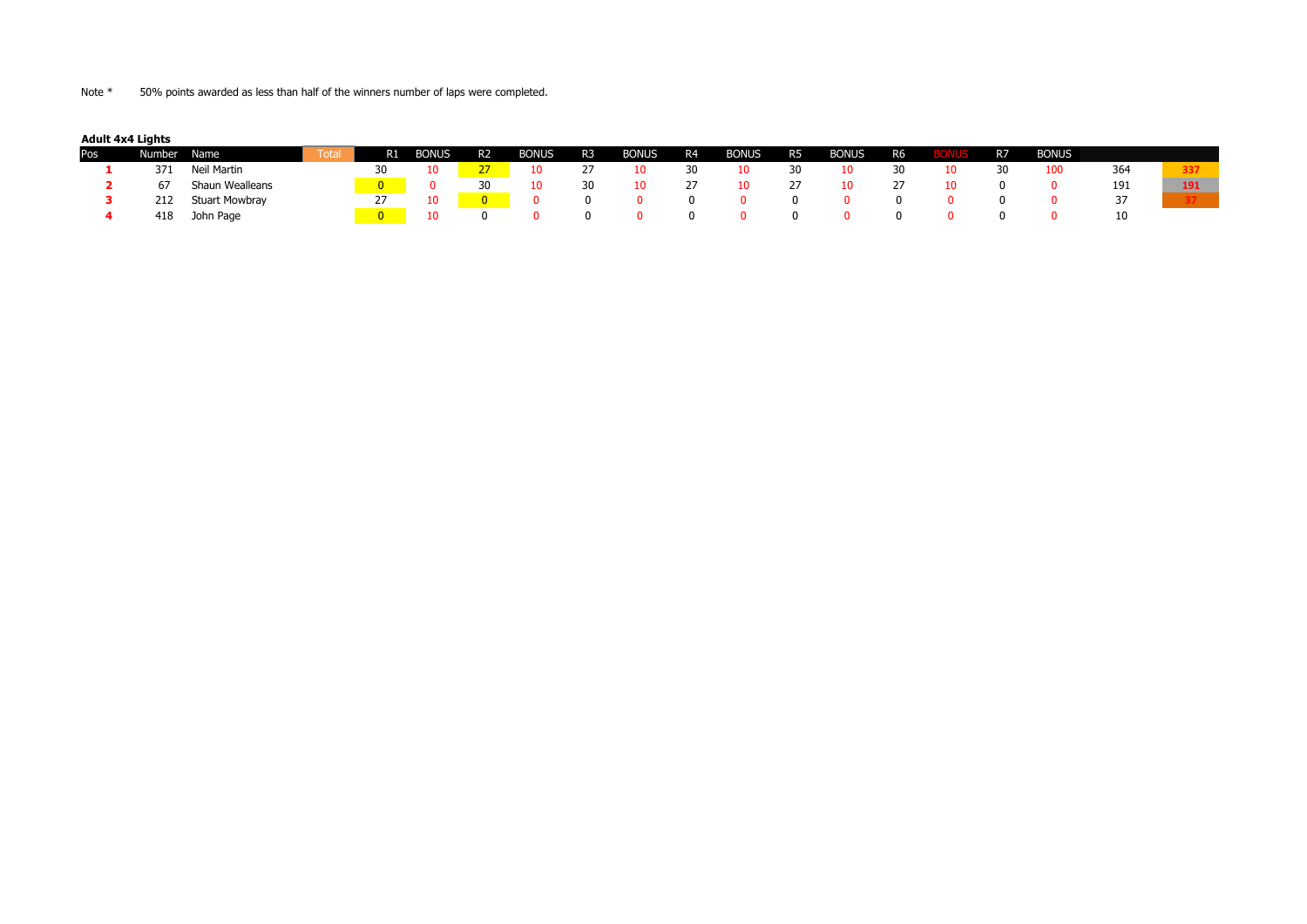Note * 50% points awarded as less than half of the winners number of laps were completed.

**Adult 4x4 Lights**

| Pos | Number | Name | Total | R1 | BONUS | R2 | BONUS | R3 | BONUS | R4 | BONUS | R5 | BONUS | R6 | BONUS | R7 | BONUS | | |
|---|---|---|---|---|---|---|---|---|---|---|---|---|---|---|---|---|---|---|---|
| 1 | 371 | Neil Martin | | 30 | 10 | 27 | 10 | 27 | 10 | 30 | 10 | 30 | 10 | 30 | 10 | 30 | 100 | 364 | 337 |
| 2 | 67 | Shaun Wealleans | | 0 | 0 | 30 | 10 | 30 | 10 | 27 | 10 | 27 | 10 | 27 | 10 | 0 | 0 | 191 | 191 |
| 3 | 212 | Stuart Mowbray | | 27 | 10 | 0 | 0 | 0 | 0 | 0 | 0 | 0 | 0 | 0 | 0 | 0 | 0 | 37 | 37 |
| 4 | 418 | John Page | | 0 | 10 | 0 | 0 | 0 | 0 | 0 | 0 | 0 | 0 | 0 | 0 | 0 | 0 | 10 | |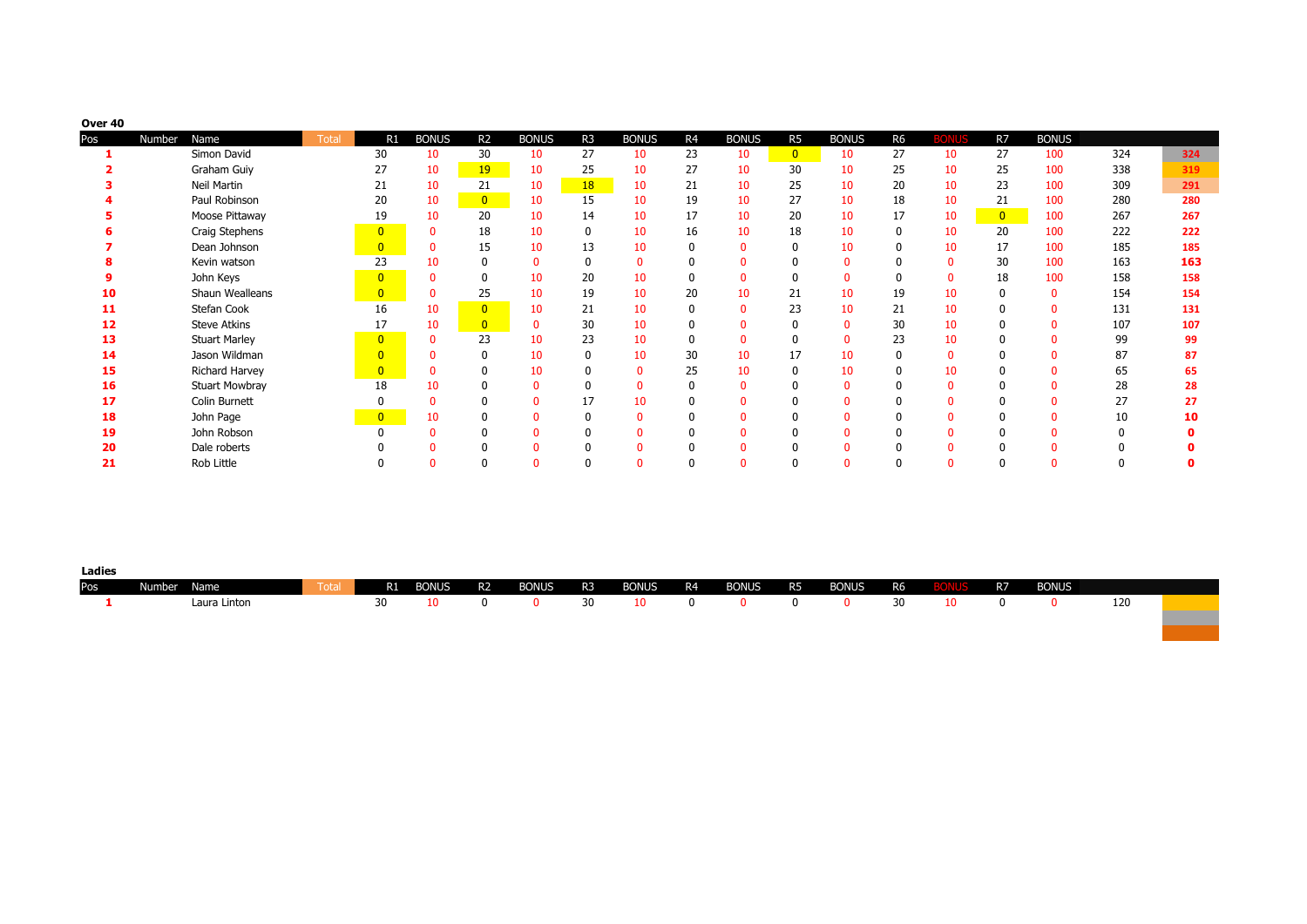**Over 40**

| Pos | Number | Name | Total | R1 | BONUS | R2 | BONUS | R3 | BONUS | R4 | BONUS | R5 | BONUS | R6 | BONUS | R7 | BONUS | | |
|---|---|---|---|---|---|---|---|---|---|---|---|---|---|---|---|---|---|---|---|
| 1 | | Simon David | | 30 | 10 | 30 | 10 | 27 | 10 | 23 | 10 | 0 | 10 | 27 | 10 | 27 | 100 | 324 | 324 |
| 2 | | Graham Guiy | | 27 | 10 | 19 | 10 | 25 | 10 | 27 | 10 | 30 | 10 | 25 | 10 | 25 | 100 | 338 | 319 |
| 3 | | Neil Martin | | 21 | 10 | 21 | 10 | 18 | 10 | 21 | 10 | 25 | 10 | 20 | 10 | 23 | 100 | 309 | 291 |
| 4 | | Paul Robinson | | 20 | 10 | 0 | 10 | 15 | 10 | 19 | 10 | 27 | 10 | 18 | 10 | 21 | 100 | 280 | 280 |
| 5 | | Moose Pittaway | | 19 | 10 | 20 | 10 | 14 | 10 | 17 | 10 | 20 | 10 | 17 | 10 | 0 | 100 | 267 | 267 |
| 6 | | Craig Stephens | | 0 | 0 | 18 | 10 | 0 | 10 | 16 | 10 | 18 | 10 | 0 | 10 | 20 | 100 | 222 | 222 |
| 7 | | Dean Johnson | | 0 | 0 | 15 | 10 | 13 | 10 | 0 | 0 | 0 | 10 | 0 | 10 | 17 | 100 | 185 | 185 |
| 8 | | Kevin watson | | 23 | 10 | 0 | 0 | 0 | 0 | 0 | 0 | 0 | 0 | 0 | 0 | 30 | 100 | 163 | 163 |
| 9 | | John Keys | | 0 | 0 | 0 | 10 | 20 | 10 | 0 | 0 | 0 | 0 | 0 | 0 | 18 | 100 | 158 | 158 |
| 10 | | Shaun Wealleans | | 0 | 0 | 25 | 10 | 19 | 10 | 20 | 10 | 21 | 10 | 19 | 10 | 0 | 0 | 154 | 154 |
| 11 | | Stefan Cook | | 16 | 10 | 0 | 10 | 21 | 10 | 0 | 0 | 23 | 10 | 21 | 10 | 0 | 0 | 131 | 131 |
| 12 | | Steve Atkins | | 17 | 10 | 0 | 0 | 30 | 10 | 0 | 0 | 0 | 0 | 30 | 10 | 0 | 0 | 107 | 107 |
| 13 | | Stuart Marley | | 0 | 0 | 23 | 10 | 23 | 10 | 0 | 0 | 0 | 0 | 23 | 10 | 0 | 0 | 99 | 99 |
| 14 | | Jason Wildman | | 0 | 0 | 0 | 10 | 0 | 10 | 30 | 10 | 17 | 10 | 0 | 0 | 0 | 0 | 87 | 87 |
| 15 | | Richard Harvey | | 0 | 0 | 0 | 10 | 0 | 0 | 25 | 10 | 0 | 10 | 0 | 10 | 0 | 0 | 65 | 65 |
| 16 | | Stuart Mowbray | | 18 | 10 | 0 | 0 | 0 | 0 | 0 | 0 | 0 | 0 | 0 | 0 | 0 | 0 | 28 | 28 |
| 17 | | Colin Burnett | | 0 | 0 | 0 | 0 | 17 | 10 | 0 | 0 | 0 | 0 | 0 | 0 | 0 | 0 | 27 | 27 |
| 18 | | John Page | | 0 | 10 | 0 | 0 | 0 | 0 | 0 | 0 | 0 | 0 | 0 | 0 | 0 | 0 | 10 | 10 |
| 19 | | John Robson | | 0 | 0 | 0 | 0 | 0 | 0 | 0 | 0 | 0 | 0 | 0 | 0 | 0 | 0 | 0 | 0 |
| 20 | | Dale roberts | | 0 | 0 | 0 | 0 | 0 | 0 | 0 | 0 | 0 | 0 | 0 | 0 | 0 | 0 | 0 | 0 |
| 21 | | Rob Little | | 0 | 0 | 0 | 0 | 0 | 0 | 0 | 0 | 0 | 0 | 0 | 0 | 0 | 0 | 0 | 0 |

**Ladies**

| Pos | Number | Name | Total | R1 | BONUS | R2 | BONUS | R3 | BONUS | R4 | BONUS | R5 | BONUS | R6 | BONUS | R7 | BONUS | | |
|---|---|---|---|---|---|---|---|---|---|---|---|---|---|---|---|---|---|---|---|
| 1 | | Laura Linton | | 30 | 10 | 0 | 0 | 30 | 10 | 0 | 0 | 0 | 0 | 30 | 10 | 0 | 0 | 120 | |